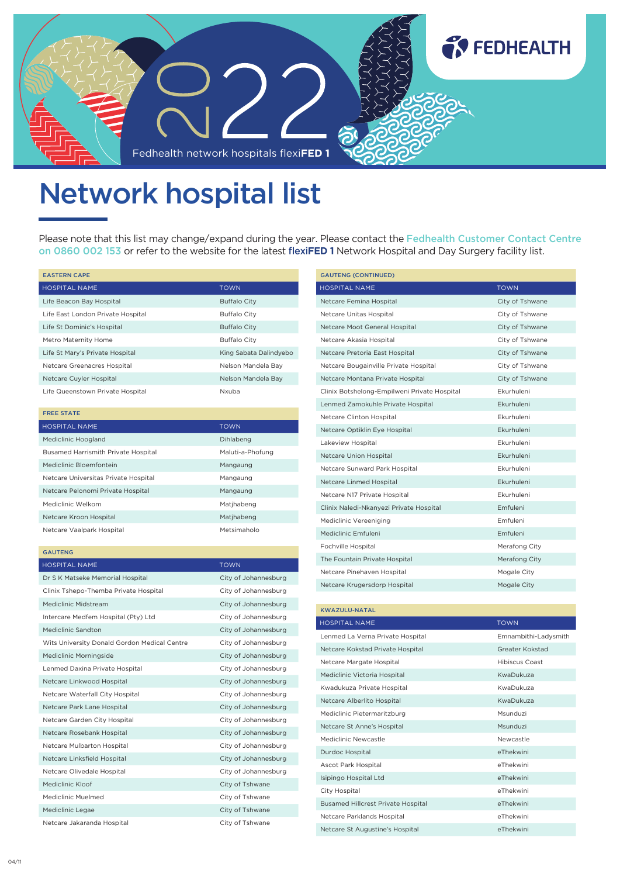2022

Fedhealth network hospitals flexi**FED 1**

FEDHEALTH

# Network hospital list

Please note that this list may change/expand during the year. Please contact the Fedhealth Customer Contact Centre on 0860 002 153 or refer to the website for the latest **flexiFED 1** Network Hospital and Day Surgery facility list.

## EASTERN CAPE

| HOSPITAL NAME | TOWN |
|---|---|
| Life Beacon Bay Hospital | Buffalo City |
| Life East London Private Hospital | Buffalo City |
| Life St Dominic's Hospital | Buffalo City |
| Metro Maternity Home | Buffalo City |
| Life St Mary's Private Hospital | King Sabata Dalindyebo |
| Netcare Greenacres Hospital | Nelson Mandela Bay |
| Netcare Cuyler Hospital | Nelson Mandela Bay |
| Life Queenstown Private Hospital | Nxuba |

## FREE STATE

| HOSPITAL NAME | TOWN |
|---|---|
| Mediclinic Hoogland | Dihlabeng |
| Busamed Harrismith Private Hospital | Maluti-a-Phofung |
| Mediclinic Bloemfontein | Mangaung |
| Netcare Universitas Private Hospital | Mangaung |
| Netcare Pelonomi Private Hospital | Mangaung |
| Mediclinic Welkom | Matjhabeng |
| Netcare Kroon Hospital | Matjhabeng |
| Netcare Vaalpark Hospital | Metsimaholo |

## GAUTENG

| HOSPITAL NAME | TOWN |
|---|---|
| Dr S K Matseke Memorial Hospital | City of Johannesburg |
| Clinix Tshepo-Themba Private Hospital | City of Johannesburg |
| Mediclinic Midstream | City of Johannesburg |
| Intercare Medfem Hospital (Pty) Ltd | City of Johannesburg |
| Mediclinic Sandton | City of Johannesburg |
| Wits University Donald Gordon Medical Centre | City of Johannesburg |
| Mediclinic Morningside | City of Johannesburg |
| Lenmed Daxina Private Hospital | City of Johannesburg |
| Netcare Linkwood Hospital | City of Johannesburg |
| Netcare Waterfall City Hospital | City of Johannesburg |
| Netcare Park Lane Hospital | City of Johannesburg |
| Netcare Garden City Hospital | City of Johannesburg |
| Netcare Rosebank Hospital | City of Johannesburg |
| Netcare Mulbarton Hospital | City of Johannesburg |
| Netcare Linksfield Hospital | City of Johannesburg |
| Netcare Olivedale Hospital | City of Johannesburg |
| Mediclinic Kloof | City of Tshwane |
| Mediclinic Muelmed | City of Tshwane |
| Mediclinic Legae | City of Tshwane |
| Netcare Jakaranda Hospital | City of Tshwane |

## GAUTENG (CONTINUED)

| HOSPITAL NAME | TOWN |
|---|---|
| Netcare Femina Hospital | City of Tshwane |
| Netcare Unitas Hospital | City of Tshwane |
| Netcare Moot General Hospital | City of Tshwane |
| Netcare Akasia Hospital | City of Tshwane |
| Netcare Pretoria East Hospital | City of Tshwane |
| Netcare Bougainville Private Hospital | City of Tshwane |
| Netcare Montana Private Hospital | City of Tshwane |
| Clinix Botshelong-Empilweni Private Hospital | Ekurhuleni |
| Lenmed Zamokuhle Private Hospital | Ekurhuleni |
| Netcare Clinton Hospital | Ekurhuleni |
| Netcare Optiklin Eye Hospital | Ekurhuleni |
| Lakeview Hospital | Ekurhuleni |
| Netcare Union Hospital | Ekurhuleni |
| Netcare Sunward Park Hospital | Ekurhuleni |
| Netcare Linmed Hospital | Ekurhuleni |
| Netcare N17 Private Hospital | Ekurhuleni |
| Clinix Naledi-Nkanyezi Private Hospital | Emfuleni |
| Mediclinic Vereeniging | Emfuleni |
| Mediclinic Emfuleni | Emfuleni |
| Fochville Hospital | Merafong City |
| The Fountain Private Hospital | Merafong City |
| Netcare Pinehaven Hospital | Mogale City |
| Netcare Krugersdorp Hospital | Mogale City |

## KWAZULU-NATAL

| HOSPITAL NAME | TOWN |
|---|---|
| Lenmed La Verna Private Hospital | Emnambithi-Ladysmith |
| Netcare Kokstad Private Hospital | Greater Kokstad |
| Netcare Margate Hospital | Hibiscus Coast |
| Mediclinic Victoria Hospital | KwaDukuza |
| Kwadukuza Private Hospital | KwaDukuza |
| Netcare Alberlito Hospital | KwaDukuza |
| Mediclinic Pietermaritzburg | Msunduzi |
| Netcare St Anne's Hospital | Msunduzi |
| Mediclinic Newcastle | Newcastle |
| Durdoc Hospital | eThekwini |
| Ascot Park Hospital | eThekwini |
| Isipingo Hospital Ltd | eThekwini |
| City Hospital | eThekwini |
| Busamed Hillcrest Private Hospital | eThekwini |
| Netcare Parklands Hospital | eThekwini |
| Netcare St Augustine's Hospital | eThekwini |

04/11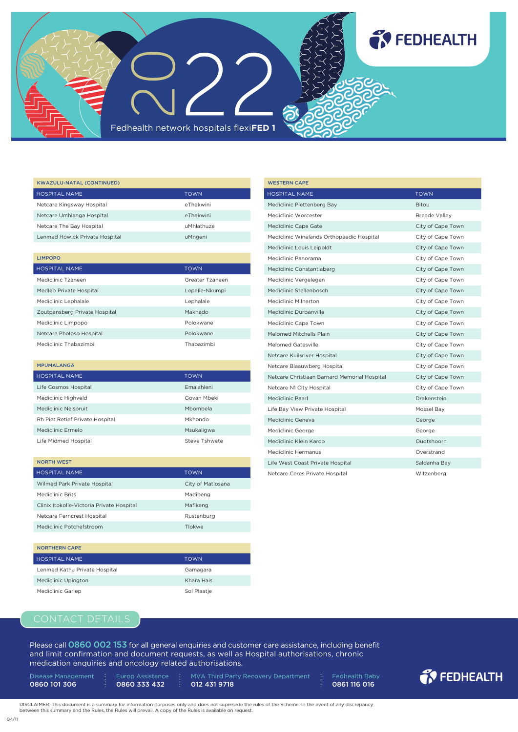# 2022 Fedhealth network hospitals flexi**FED 1**

FEDHEALTH

### KWAZULU-NATAL (CONTINUED)

| HOSPITAL NAME | TOWN |
|---|---|
| Netcare Kingsway Hospital | eThekwini |
| Netcare Umhlanga Hospital | eThekwini |
| Netcare The Bay Hospital | uMhlathuze |
| Lenmed Howick Private Hospital | uMngeni |

### LIMPOPO

| HOSPITAL NAME | TOWN |
|---|---|
| Mediclinic Tzaneen | Greater Tzaneen |
| Medleb Private Hospital | Lepelle-Nkumpi |
| Mediclinic Lephalale | Lephalale |
| Zoutpansberg Private Hospital | Makhado |
| Mediclinic Limpopo | Polokwane |
| Netcare Pholoso Hospital | Polokwane |
| Mediclinic Thabazimbi | Thabazimbi |

### MPUMALANGA

| HOSPITAL NAME | TOWN |
|---|---|
| Life Cosmos Hospital | Emalahleni |
| Mediclinic Highveld | Govan Mbeki |
| Mediclinic Nelspruit | Mbombela |
| Rh Piet Retief Private Hospital | Mkhondo |
| Mediclinic Ermelo | Msukaligwa |
| Life Midmed Hospital | Steve Tshwete |

### NORTH WEST

| HOSPITAL NAME | TOWN |
|---|---|
| Wilmed Park Private Hospital | City of Matlosana |
| Mediclinic Brits | Madibeng |
| Clinix Itokolle-Victoria Private Hospital | Mafikeng |
| Netcare Ferncrest Hospital | Rustenburg |
| Mediclinic Potchefstroom | Tlokwe |

### NORTHERN CAPE

| HOSPITAL NAME | TOWN |
|---|---|
| Lenmed Kathu Private Hospital | Gamagara |
| Mediclinic Upington | Khara Hais |
| Mediclinic Gariep | Sol Plaatje |

### WESTERN CAPE

| HOSPITAL NAME | TOWN |
|---|---|
| Mediclinic Plettenberg Bay | Bitou |
| Mediclinic Worcester | Breede Valley |
| Mediclinic Cape Gate | City of Cape Town |
| Mediclinic Winelands Orthopaedic Hospital | City of Cape Town |
| Mediclinic Louis Leipoldt | City of Cape Town |
| Mediclinic Panorama | City of Cape Town |
| Mediclinic Constantiaberg | City of Cape Town |
| Mediclinic Vergelegen | City of Cape Town |
| Mediclinic Stellenbosch | City of Cape Town |
| Mediclinic Milnerton | City of Cape Town |
| Mediclinic Durbanville | City of Cape Town |
| Mediclinic Cape Town | City of Cape Town |
| Melomed Mitchells Plain | City of Cape Town |
| Melomed Gatesville | City of Cape Town |
| Netcare Kuilsriver Hospital | City of Cape Town |
| Netcare Blaauwberg Hospital | City of Cape Town |
| Netcare Christiaan Barnard Memorial Hospital | City of Cape Town |
| Netcare N1 City Hospital | City of Cape Town |
| Mediclinic Paarl | Drakenstein |
| Life Bay View Private Hospital | Mossel Bay |
| Mediclinic Geneva | George |
| Mediclinic George | George |
| Mediclinic Klein Karoo | Oudtshoorn |
| Mediclinic Hermanus | Overstrand |
| Life West Coast Private Hospital | Saldanha Bay |
| Netcare Ceres Private Hospital | Witzenberg |

## CONTACT DETAILS

Please call **0860 002 153** for all general enquiries and customer care assistance, including benefit and limit confirmation and document requests, as well as Hospital authorisations, chronic medication enquiries and oncology related authorisations.

Disease Management
**0860 101 306**

Europ Assistance
**0860 333 432**

MVA Third Party Recovery Department
**012 431 9718**

Fedhealth Baby
**0861 116 016**

FEDHEALTH

DISCLAIMER: This document is a summary for information purposes only and does not supersede the rules of the Scheme. In the event of any discrepancy between this summary and the Rules, the Rules will prevail. A copy of the Rules is available on request.

04/11